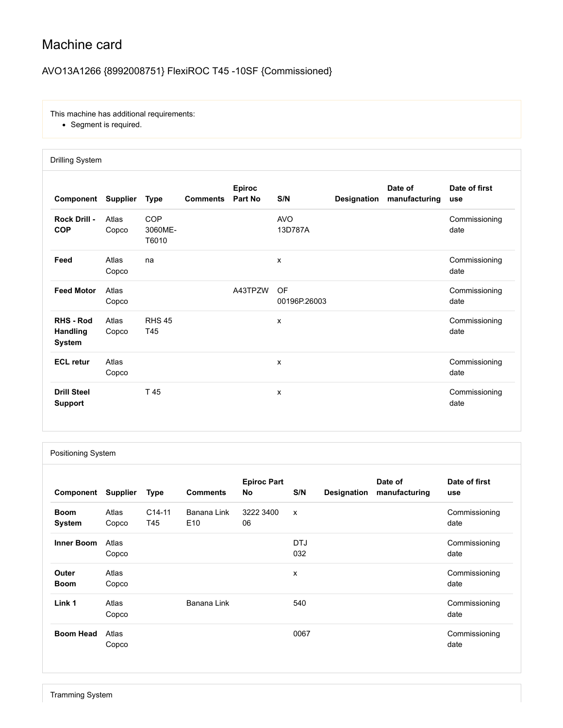# Machine card

## AVO13A1266 {8992008751} FlexiROC T45 -10SF {Commissioned}

This machine has additional requirements:

- Segment is required.

### Drilling System

| Component | Supplier | Type | Comments | Epiroc Part No | S/N | Designation | Date of manufacturing | Date of first use |
|---|---|---|---|---|---|---|---|---|
| **Rock Drill - COP** | Atlas Copco | COP 3060ME-T6010 | | | AVO 13D787A | | | Commissioning date |
| **Feed** | Atlas Copco | na | | | x | | | Commissioning date |
| **Feed Motor** | Atlas Copco | | | A43TPZW | OF 00196P.26003 | | | Commissioning date |
| **RHS - Rod Handling System** | Atlas Copco | RHS 45 T45 | | | x | | | Commissioning date |
| **ECL retur** | Atlas Copco | | | | x | | | Commissioning date |
| **Drill Steel Support** | | T 45 | | | x | | | Commissioning date |

### Positioning System

| Component | Supplier | Type | Comments | Epiroc Part No | S/N | Designation | Date of manufacturing | Date of first use |
|---|---|---|---|---|---|---|---|---|
| **Boom System** | Atlas Copco | C14-11 T45 | Banana Link E10 | 3222 3400 06 | x | | | Commissioning date |
| **Inner Boom** | Atlas Copco | | | | DTJ 032 | | | Commissioning date |
| **Outer Boom** | Atlas Copco | | | | x | | | Commissioning date |
| **Link 1** | Atlas Copco | | Banana Link | | 540 | | | Commissioning date |
| **Boom Head** | Atlas Copco | | | | 0067 | | | Commissioning date |

### Tramming System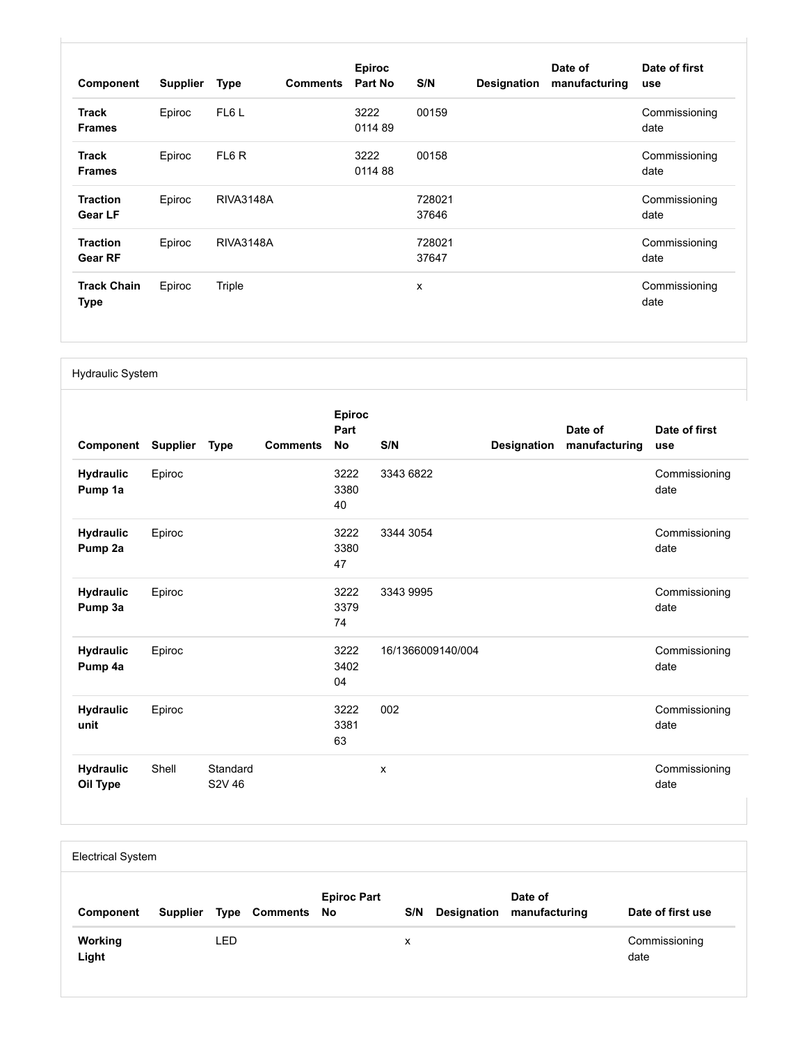| Component | Supplier | Type | Comments | Epiroc Part No | S/N | Designation | Date of manufacturing | Date of first use |
|---|---|---|---|---|---|---|---|---|
| **Track Frames** | Epiroc | FL6 L | | 3222 0114 89 | 00159 | | | Commissioning date |
| **Track Frames** | Epiroc | FL6 R | | 3222 0114 88 | 00158 | | | Commissioning date |
| **Traction Gear LF** | Epiroc | RIVA3148A | | | 728021 37646 | | | Commissioning date |
| **Traction Gear RF** | Epiroc | RIVA3148A | | | 728021 37647 | | | Commissioning date |
| **Track Chain Type** | Epiroc | Triple | | | x | | | Commissioning date |

Hydraulic System

| Component | Supplier | Type | Comments | Epiroc Part No | S/N | Designation | Date of manufacturing | Date of first use |
|---|---|---|---|---|---|---|---|---|
| **Hydraulic Pump 1a** | Epiroc | | | 3222 3380 40 | 3343 6822 | | | Commissioning date |
| **Hydraulic Pump 2a** | Epiroc | | | 3222 3380 47 | 3344 3054 | | | Commissioning date |
| **Hydraulic Pump 3a** | Epiroc | | | 3222 3379 74 | 3343 9995 | | | Commissioning date |
| **Hydraulic Pump 4a** | Epiroc | | | 3222 3402 04 | 16/1366009140/004 | | | Commissioning date |
| **Hydraulic unit** | Epiroc | | | 3222 3381 63 | 002 | | | Commissioning date |
| **Hydraulic Oil Type** | Shell | Standard S2V 46 | | | x | | | Commissioning date |

Electrical System

| Component | Supplier | Type | Comments | Epiroc Part No | S/N | Designation | Date of manufacturing | Date of first use |
|---|---|---|---|---|---|---|---|---|
| **Working Light** | | LED | | | x | | | Commissioning date |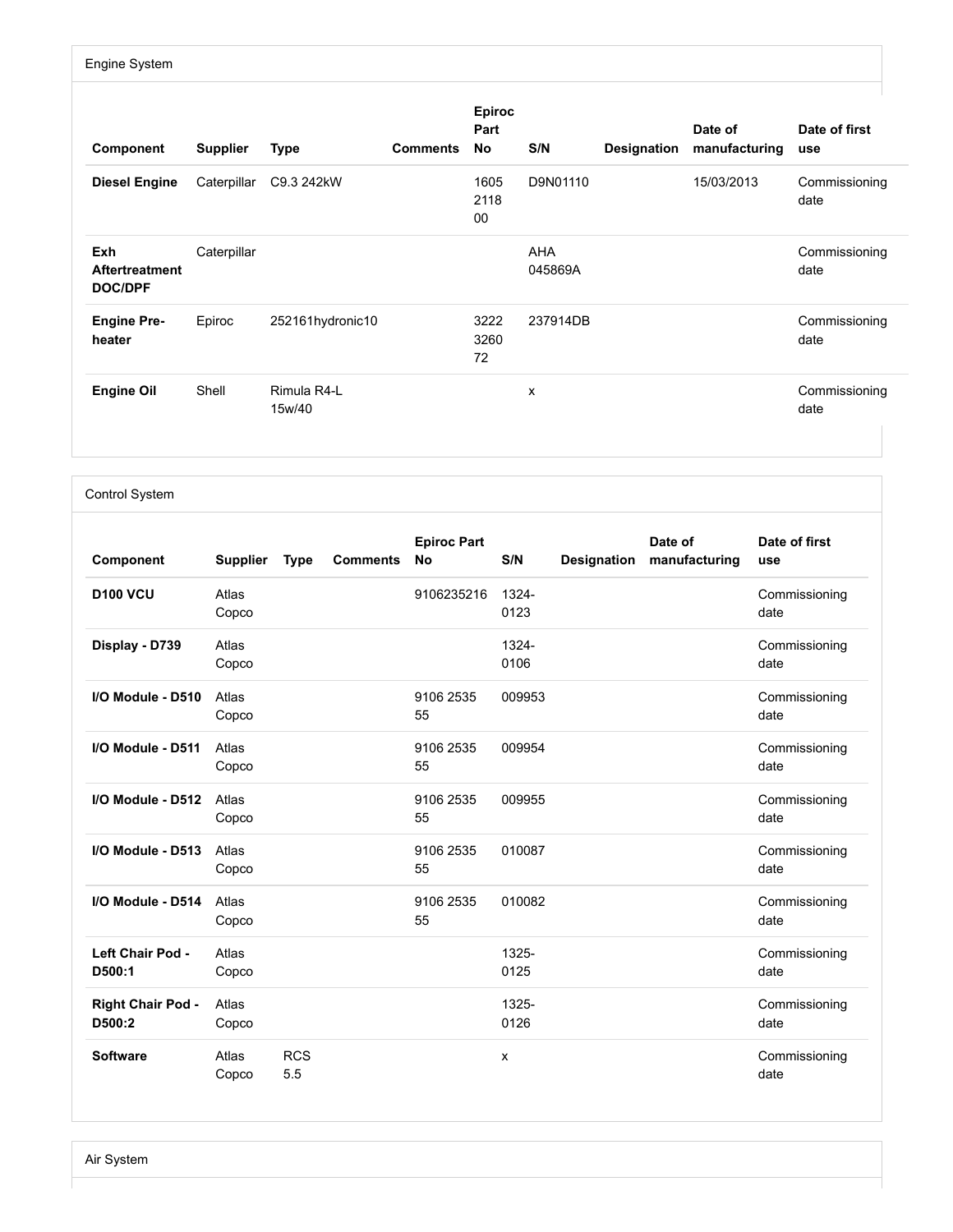## Engine System

| Component | Supplier | Type | Comments | Epiroc Part No | S/N | Designation | Date of manufacturing | Date of first use |
|---|---|---|---|---|---|---|---|---|
| **Diesel Engine** | Caterpillar | C9.3 242kW | | 1605 2118 00 | D9N01110 | | 15/03/2013 | Commissioning date |
| **Exh Aftertreatment DOC/DPF** | Caterpillar | | | | AHA 045869A | | | Commissioning date |
| **Engine Pre-heater** | Epiroc | 252161hydronic10 | | 3222 3260 72 | 237914DB | | | Commissioning date |
| **Engine Oil** | Shell | Rimula R4-L 15w/40 | | | x | | | Commissioning date |

## Control System

| Component | Supplier | Type | Comments | Epiroc Part No | S/N | Designation | Date of manufacturing | Date of first use |
|---|---|---|---|---|---|---|---|---|
| **D100 VCU** | Atlas Copco | | | 9106235216 | 1324-0123 | | | Commissioning date |
| **Display - D739** | Atlas Copco | | | | 1324-0106 | | | Commissioning date |
| **I/O Module - D510** | Atlas Copco | | | 9106 2535 55 | 009953 | | | Commissioning date |
| **I/O Module - D511** | Atlas Copco | | | 9106 2535 55 | 009954 | | | Commissioning date |
| **I/O Module - D512** | Atlas Copco | | | 9106 2535 55 | 009955 | | | Commissioning date |
| **I/O Module - D513** | Atlas Copco | | | 9106 2535 55 | 010087 | | | Commissioning date |
| **I/O Module - D514** | Atlas Copco | | | 9106 2535 55 | 010082 | | | Commissioning date |
| **Left Chair Pod - D500:1** | Atlas Copco | | | | 1325-0125 | | | Commissioning date |
| **Right Chair Pod - D500:2** | Atlas Copco | | | | 1325-0126 | | | Commissioning date |
| **Software** | Atlas Copco | RCS 5.5 | | | x | | | Commissioning date |

## Air System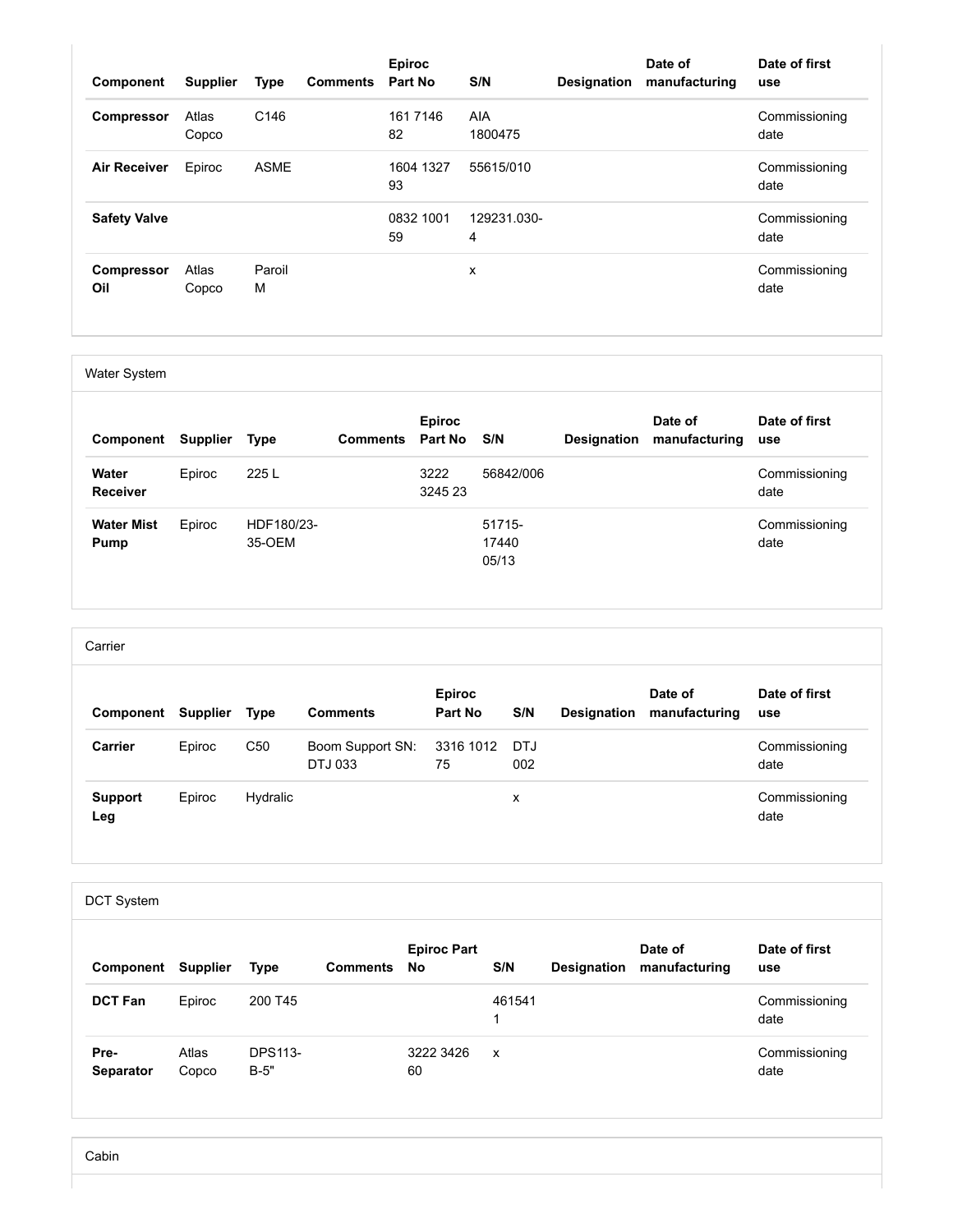| Component | Supplier | Type | Comments | Epiroc Part No | S/N | Designation | Date of manufacturing | Date of first use |
|---|---|---|---|---|---|---|---|---|
| **Compressor** | Atlas Copco | C146 | | 161 7146 82 | AIA 1800475 | | | Commissioning date |
| **Air Receiver** | Epiroc | ASME | | 1604 1327 93 | 55615/010 | | | Commissioning date |
| **Safety Valve** | | | | 0832 1001 59 | 129231.030-4 | | | Commissioning date |
| **Compressor Oil** | Atlas Copco | Paroil M | | | x | | | Commissioning date |

Water System

| Component | Supplier | Type | Comments | Epiroc Part No | S/N | Designation | Date of manufacturing | Date of first use |
|---|---|---|---|---|---|---|---|---|
| **Water Receiver** | Epiroc | 225 L | | 3222 3245 23 | 56842/006 | | | Commissioning date |
| **Water Mist Pump** | Epiroc | HDF180/23-35-OEM | | | 51715-17440 05/13 | | | Commissioning date |

Carrier

| Component | Supplier | Type | Comments | Epiroc Part No | S/N | Designation | Date of manufacturing | Date of first use |
|---|---|---|---|---|---|---|---|---|
| **Carrier** | Epiroc | C50 | Boom Support SN: DTJ 033 | 3316 1012 75 | DTJ 002 | | | Commissioning date |
| **Support Leg** | Epiroc | Hydralic | | | x | | | Commissioning date |

DCT System

| Component | Supplier | Type | Comments | Epiroc Part No | S/N | Designation | Date of manufacturing | Date of first use |
|---|---|---|---|---|---|---|---|---|
| **DCT Fan** | Epiroc | 200 T45 | | | 4615411 | | | Commissioning date |
| **Pre-Separator** | Atlas Copco | DPS113-B-5" | | 3222 3426 60 | x | | | Commissioning date |

Cabin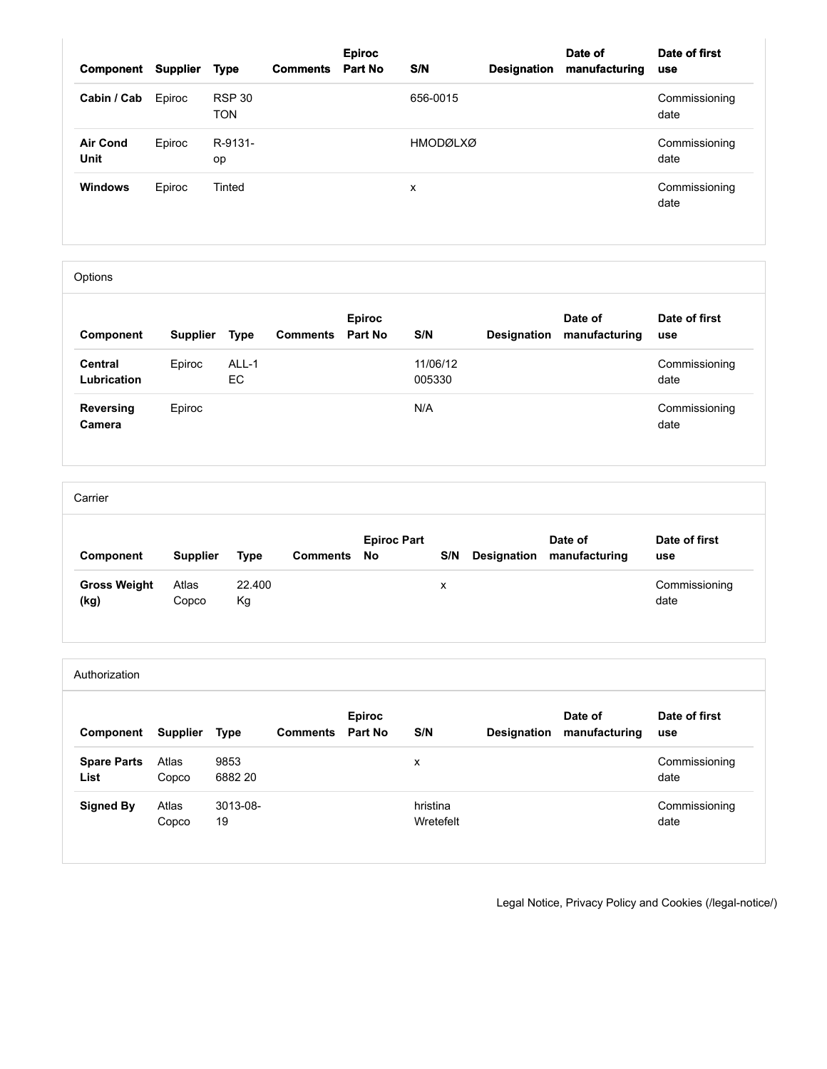| Component | Supplier | Type | Comments | Epiroc Part No | S/N | Designation | Date of manufacturing | Date of first use |
|---|---|---|---|---|---|---|---|---|
| **Cabin / Cab** | Epiroc | RSP 30 TON | | | 656-0015 | | | Commissioning date |
| **Air Cond Unit** | Epiroc | R-9131-op | | | HMODØLXØ | | | Commissioning date |
| **Windows** | Epiroc | Tinted | | | x | | | Commissioning date |

Options

| Component | Supplier | Type | Comments | Epiroc Part No | S/N | Designation | Date of manufacturing | Date of first use |
|---|---|---|---|---|---|---|---|---|
| **Central Lubrication** | Epiroc | ALL-1 EC | | | 11/06/12 005330 | | | Commissioning date |
| **Reversing Camera** | Epiroc | | | | N/A | | | Commissioning date |

Carrier

| Component | Supplier | Type | Comments | Epiroc Part No | S/N | Designation | Date of manufacturing | Date of first use |
|---|---|---|---|---|---|---|---|---|
| **Gross Weight (kg)** | Atlas Copco | 22.400 Kg | | | x | | | Commissioning date |

Authorization

| Component | Supplier | Type | Comments | Epiroc Part No | S/N | Designation | Date of manufacturing | Date of first use |
|---|---|---|---|---|---|---|---|---|
| **Spare Parts List** | Atlas Copco | 9853 6882 20 | | | x | | | Commissioning date |
| **Signed By** | Atlas Copco | 3013-08-19 | | | hristina Wretefelt | | | Commissioning date |

Legal Notice, Privacy Policy and Cookies (/legal-notice/)